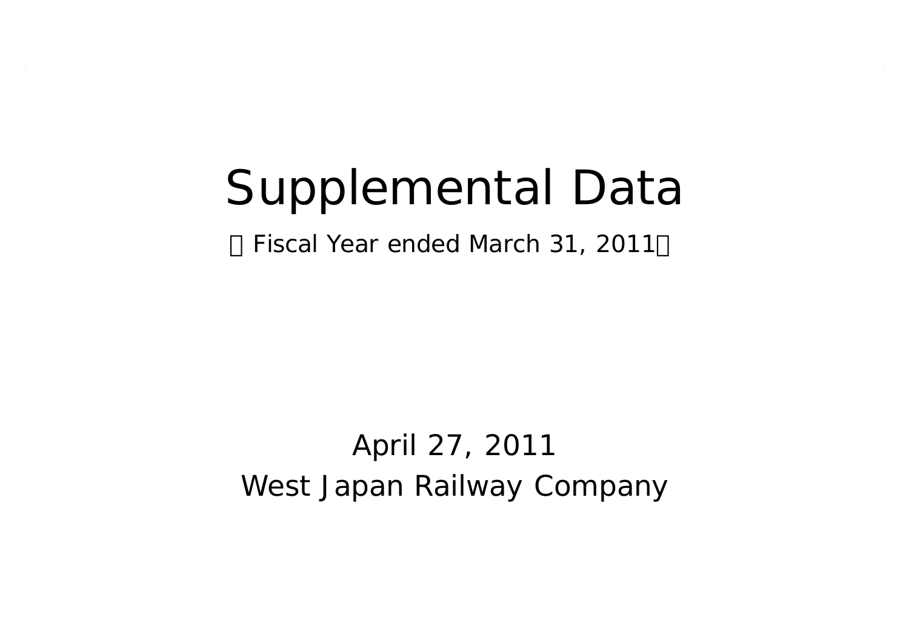# Supplemental Data

（Fiscal Year ended March 31, 2011）

April 27, 2011

West Japan Railway Company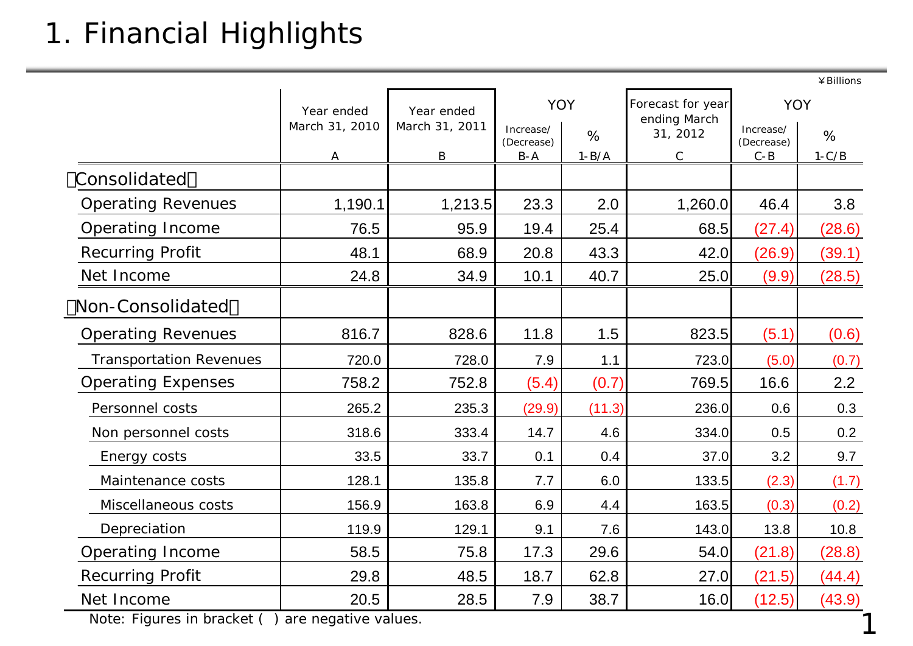# 1. Financial Highlights

¥Billions

| | Year ended March 31, 2010 A | Year ended March 31, 2011 B | YOY Increase/ (Decrease) B-A | YOY % 1-B/A | Forecast for year ending March 31, 2012 C | YOY Increase/ (Decrease) C-B | YOY % 1-C/B |
|---|---|---|---|---|---|---|---|
| 【Consolidated】 | | | | | | | |
| Operating Revenues | 1,190.1 | 1,213.5 | 23.3 | 2.0 | 1,260.0 | 46.4 | 3.8 |
| Operating Income | 76.5 | 95.9 | 19.4 | 25.4 | 68.5 | (27.4) | (28.6) |
| Recurring Profit | 48.1 | 68.9 | 20.8 | 43.3 | 42.0 | (26.9) | (39.1) |
| Net Income | 24.8 | 34.9 | 10.1 | 40.7 | 25.0 | (9.9) | (28.5) |
| 【Non-Consolidated】 | | | | | | | |
| Operating Revenues | 816.7 | 828.6 | 11.8 | 1.5 | 823.5 | (5.1) | (0.6) |
| Transportation Revenues | 720.0 | 728.0 | 7.9 | 1.1 | 723.0 | (5.0) | (0.7) |
| Operating Expenses | 758.2 | 752.8 | (5.4) | (0.7) | 769.5 | 16.6 | 2.2 |
| Personnel costs | 265.2 | 235.3 | (29.9) | (11.3) | 236.0 | 0.6 | 0.3 |
| Non personnel costs | 318.6 | 333.4 | 14.7 | 4.6 | 334.0 | 0.5 | 0.2 |
| Energy costs | 33.5 | 33.7 | 0.1 | 0.4 | 37.0 | 3.2 | 9.7 |
| Maintenance costs | 128.1 | 135.8 | 7.7 | 6.0 | 133.5 | (2.3) | (1.7) |
| Miscellaneous costs | 156.9 | 163.8 | 6.9 | 4.4 | 163.5 | (0.3) | (0.2) |
| Depreciation | 119.9 | 129.1 | 9.1 | 7.6 | 143.0 | 13.8 | 10.8 |
| Operating Income | 58.5 | 75.8 | 17.3 | 29.6 | 54.0 | (21.8) | (28.8) |
| Recurring Profit | 29.8 | 48.5 | 18.7 | 62.8 | 27.0 | (21.5) | (44.4) |
| Net Income | 20.5 | 28.5 | 7.9 | 38.7 | 16.0 | (12.5) | (43.9) |

Note: Figures in bracket ( ) are negative values.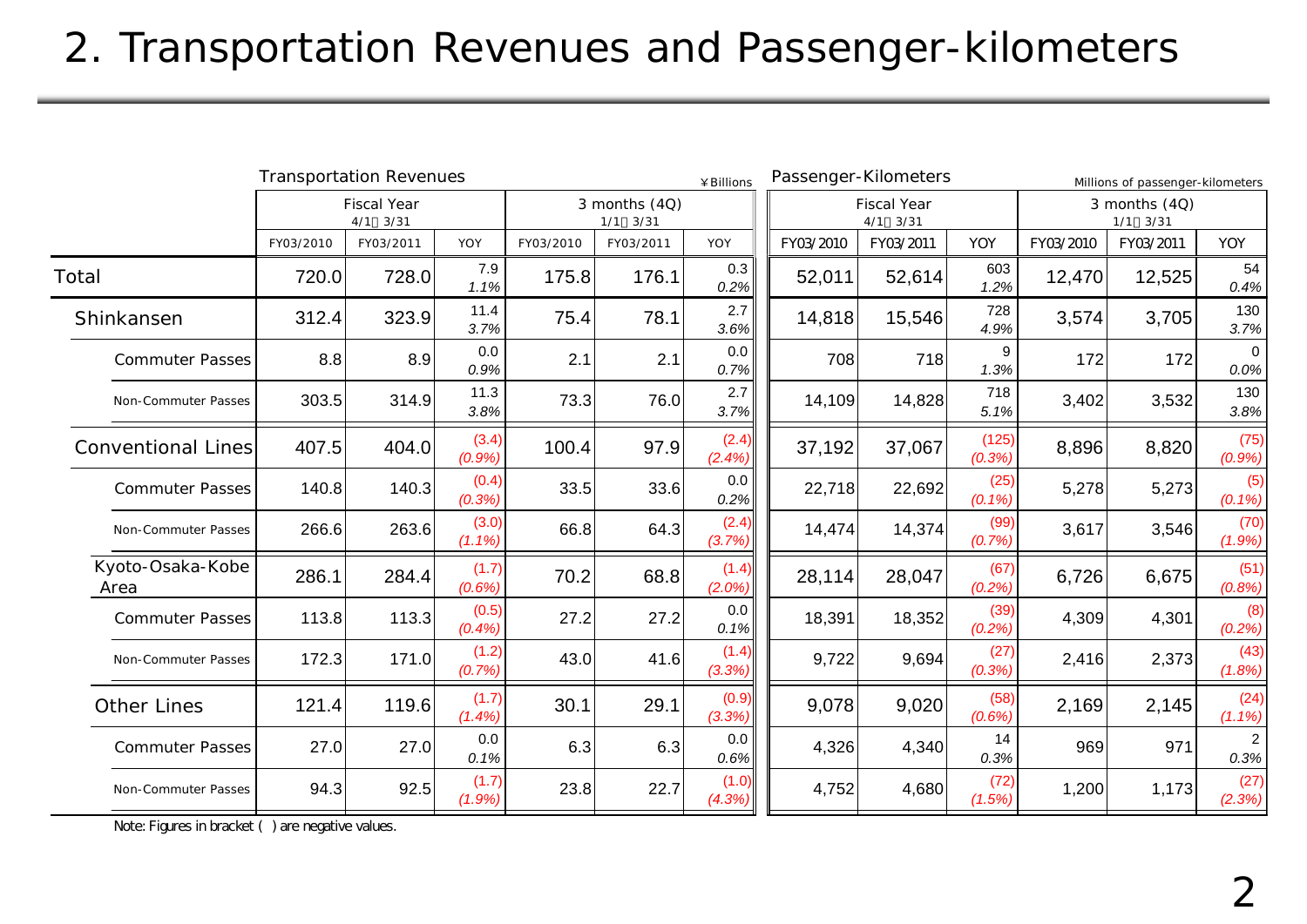# 2. Transportation Revenues and Passenger-kilometers

| | Transportation Revenues | | | | | ¥Billions | Passenger-Kilometers | | | | | Millions of passenger-kilometers |
|---|---|---|---|---|---|---|---|---|---|---|---|---|
| | Fiscal Year 4/1～3/31 | | | 3 months (4Q) 1/1～3/31 | | | Fiscal Year 4/1～3/31 | | | 3 months (4Q) 1/1～3/31 | | |
| | FY03/2010 | FY03/2011 | YOY | FY03/2010 | FY03/2011 | YOY | FY03/2010 | FY03/2011 | YOY | FY03/2010 | FY03/2011 | YOY |
| Total | 720.0 | 728.0 | 7.9 *1.1%* | 175.8 | 176.1 | 0.3 *0.2%* | 52,011 | 52,614 | 603 *1.2%* | 12,470 | 12,525 | 54 *0.4%* |
| Shinkansen | 312.4 | 323.9 | 11.4 *3.7%* | 75.4 | 78.1 | 2.7 *3.6%* | 14,818 | 15,546 | 728 *4.9%* | 3,574 | 3,705 | 130 *3.7%* |
| Commuter Passes | 8.8 | 8.9 | 0.0 *0.9%* | 2.1 | 2.1 | 0.0 *0.7%* | 708 | 718 | 9 *1.3%* | 172 | 172 | 0 *0.0%* |
| Non-Commuter Passes | 303.5 | 314.9 | 11.3 *3.8%* | 73.3 | 76.0 | 2.7 *3.7%* | 14,109 | 14,828 | 718 *5.1%* | 3,402 | 3,532 | 130 *3.8%* |
| Conventional Lines | 407.5 | 404.0 | (3.4) *(0.9%)* | 100.4 | 97.9 | (2.4) *(2.4%)* | 37,192 | 37,067 | (125) *(0.3%)* | 8,896 | 8,820 | (75) *(0.9%)* |
| Commuter Passes | 140.8 | 140.3 | (0.4) *(0.3%)* | 33.5 | 33.6 | 0.0 *0.2%* | 22,718 | 22,692 | (25) *(0.1%)* | 5,278 | 5,273 | (5) *(0.1%)* |
| Non-Commuter Passes | 266.6 | 263.6 | (3.0) *(1.1%)* | 66.8 | 64.3 | (2.4) *(3.7%)* | 14,474 | 14,374 | (99) *(0.7%)* | 3,617 | 3,546 | (70) *(1.9%)* |
| Kyoto-Osaka-Kobe Area | 286.1 | 284.4 | (1.7) *(0.6%)* | 70.2 | 68.8 | (1.4) *(2.0%)* | 28,114 | 28,047 | (67) *(0.2%)* | 6,726 | 6,675 | (51) *(0.8%)* |
| Commuter Passes | 113.8 | 113.3 | (0.5) *(0.4%)* | 27.2 | 27.2 | 0.0 *0.1%* | 18,391 | 18,352 | (39) *(0.2%)* | 4,309 | 4,301 | (8) *(0.2%)* |
| Non-Commuter Passes | 172.3 | 171.0 | (1.2) *(0.7%)* | 43.0 | 41.6 | (1.4) *(3.3%)* | 9,722 | 9,694 | (27) *(0.3%)* | 2,416 | 2,373 | (43) *(1.8%)* |
| Other Lines | 121.4 | 119.6 | (1.7) *(1.4%)* | 30.1 | 29.1 | (0.9) *(3.3%)* | 9,078 | 9,020 | (58) *(0.6%)* | 2,169 | 2,145 | (24) *(1.1%)* |
| Commuter Passes | 27.0 | 27.0 | 0.0 *0.1%* | 6.3 | 6.3 | 0.0 *0.6%* | 4,326 | 4,340 | 14 *0.3%* | 969 | 971 | 2 *0.3%* |
| Non-Commuter Passes | 94.3 | 92.5 | (1.7) *(1.9%)* | 23.8 | 22.7 | (1.0) *(4.3%)* | 4,752 | 4,680 | (72) *(1.5%)* | 1,200 | 1,173 | (27) *(2.3%)* |

Note: Figures in bracket ( ) are negative values.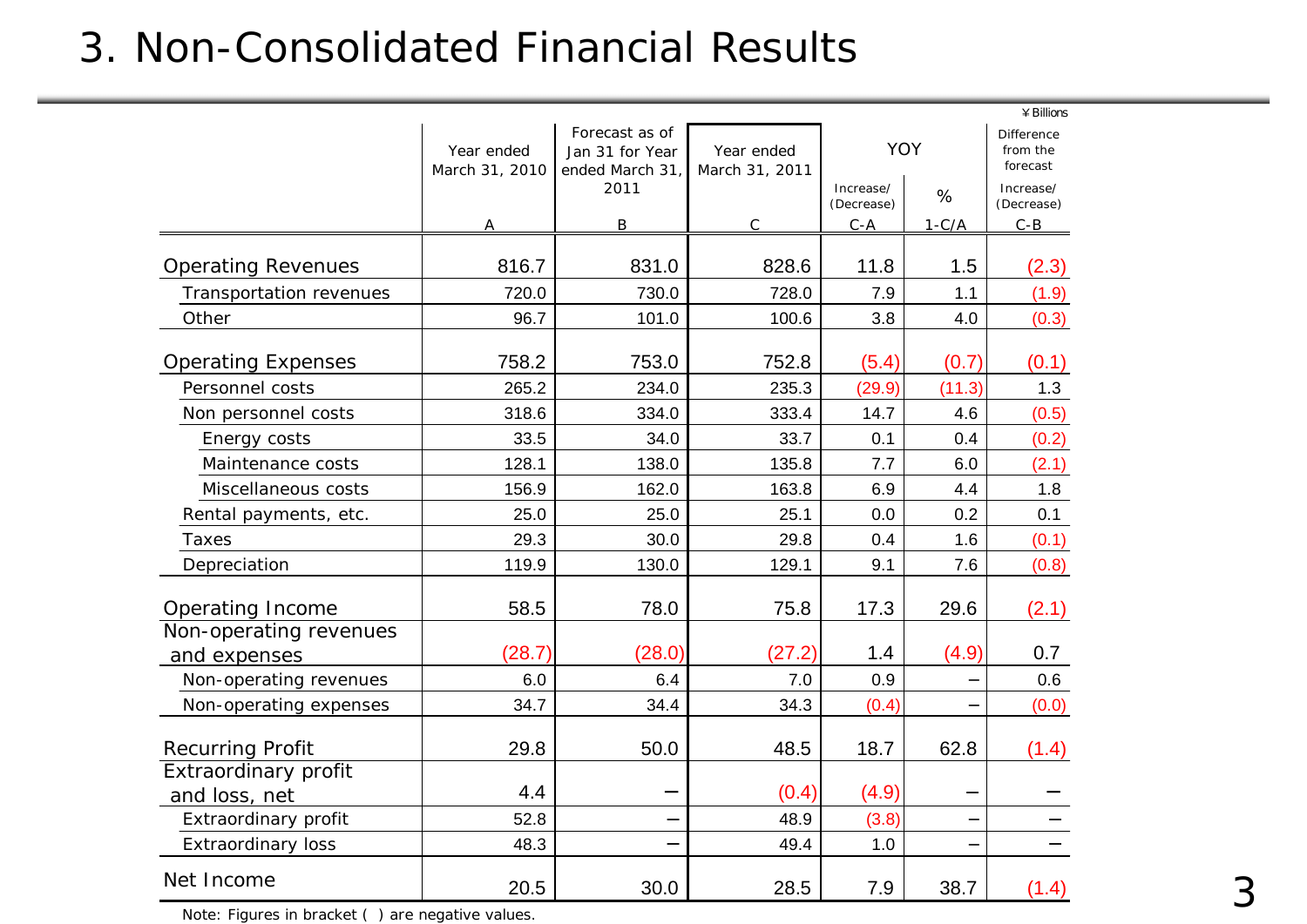# 3. Non-Consolidated Financial Results

¥Billions

| | Year ended March 31, 2010 | Forecast as of Jan 31 for Year ended March 31, 2011 | Year ended March 31, 2011 | YOY | | Difference from the forecast |
|---|---|---|---|---|---|---|
| | | | | Increase/ (Decrease) | % | Increase/ (Decrease) |
| | A | B | C | C-A | 1-C/A | C-B |
| Operating Revenues | 816.7 | 831.0 | 828.6 | 11.8 | 1.5 | (2.3) |
| Transportation revenues | 720.0 | 730.0 | 728.0 | 7.9 | 1.1 | (1.9) |
| Other | 96.7 | 101.0 | 100.6 | 3.8 | 4.0 | (0.3) |
| Operating Expenses | 758.2 | 753.0 | 752.8 | (5.4) | (0.7) | (0.1) |
| Personnel costs | 265.2 | 234.0 | 235.3 | (29.9) | (11.3) | 1.3 |
| Non personnel costs | 318.6 | 334.0 | 333.4 | 14.7 | 4.6 | (0.5) |
| Energy costs | 33.5 | 34.0 | 33.7 | 0.1 | 0.4 | (0.2) |
| Maintenance costs | 128.1 | 138.0 | 135.8 | 7.7 | 6.0 | (2.1) |
| Miscellaneous costs | 156.9 | 162.0 | 163.8 | 6.9 | 4.4 | 1.8 |
| Rental payments, etc. | 25.0 | 25.0 | 25.1 | 0.0 | 0.2 | 0.1 |
| Taxes | 29.3 | 30.0 | 29.8 | 0.4 | 1.6 | (0.1) |
| Depreciation | 119.9 | 130.0 | 129.1 | 9.1 | 7.6 | (0.8) |
| Operating Income | 58.5 | 78.0 | 75.8 | 17.3 | 29.6 | (2.1) |
| Non-operating revenues and expenses | (28.7) | (28.0) | (27.2) | 1.4 | (4.9) | 0.7 |
| Non-operating revenues | 6.0 | 6.4 | 7.0 | 0.9 | – | 0.6 |
| Non-operating expenses | 34.7 | 34.4 | 34.3 | (0.4) | – | (0.0) |
| Recurring Profit | 29.8 | 50.0 | 48.5 | 18.7 | 62.8 | (1.4) |
| Extraordinary profit and loss, net | 4.4 | – | (0.4) | (4.9) | – | – |
| Extraordinary profit | 52.8 | – | 48.9 | (3.8) | – | – |
| Extraordinary loss | 48.3 | – | 49.4 | 1.0 | – | – |
| Net Income | 20.5 | 30.0 | 28.5 | 7.9 | 38.7 | (1.4) |

Note: Figures in bracket ( ) are negative values.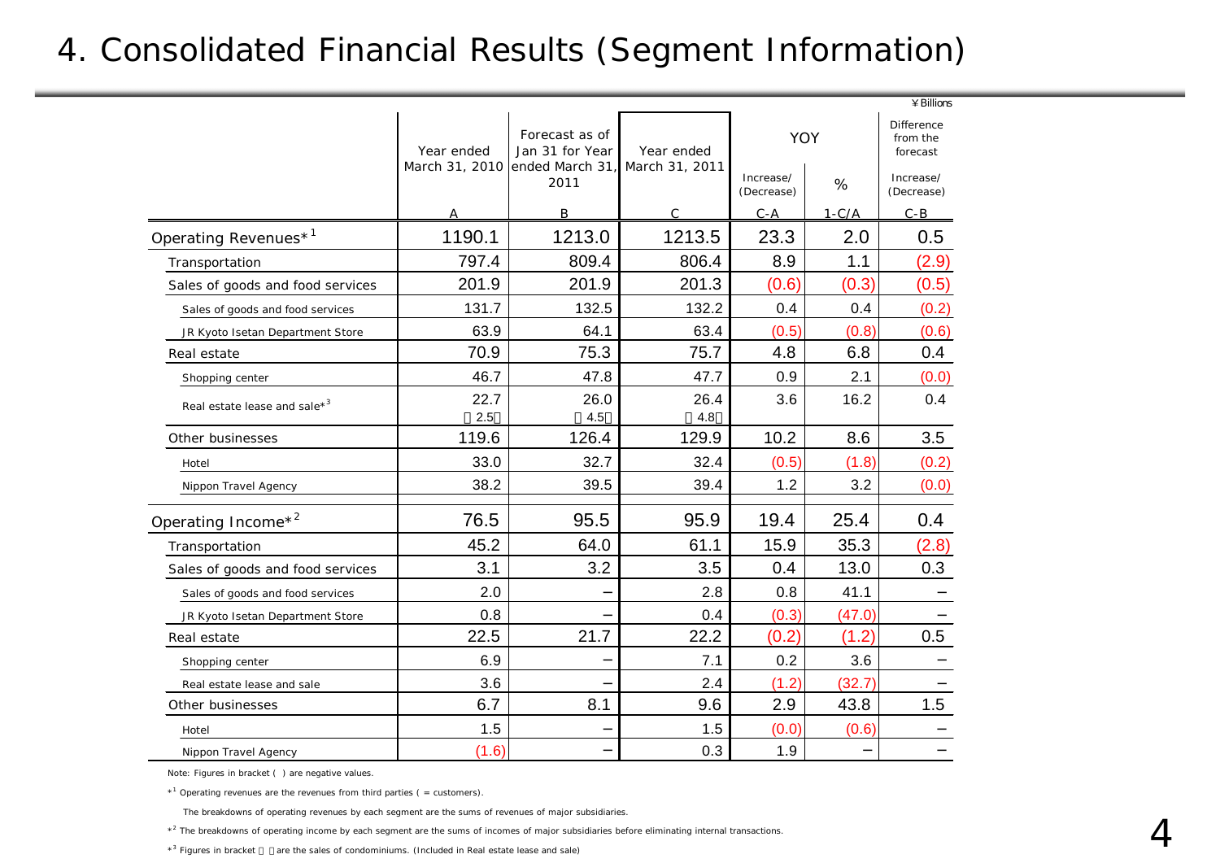// 4. Consolidated Financial Results (Segment Information)

¥Billions

| | Year ended March 31, 2010 | Forecast as of Jan 31 for Year ended March 31, 2011 | Year ended March 31, 2011 | YOY | | Difference from the forecast |
|---|---|---|---|---|---|---|
| | | | | Increase/ (Decrease) | % | Increase/ (Decrease) |
| | A | B | C | C-A | 1-C/A | C-B |
| Operating Revenues*[1] | 1190.1 | 1213.0 | 1213.5 | 23.3 | 2.0 | 0.5 |
| Transportation | 797.4 | 809.4 | 806.4 | 8.9 | 1.1 | (2.9) |
| Sales of goods and food services | 201.9 | 201.9 | 201.3 | (0.6) | (0.3) | (0.5) |
| Sales of goods and food services | 131.7 | 132.5 | 132.2 | 0.4 | 0.4 | (0.2) |
| JR Kyoto Isetan Department Store | 63.9 | 64.1 | 63.4 | (0.5) | (0.8) | (0.6) |
| Real estate | 70.9 | 75.3 | 75.7 | 4.8 | 6.8 | 0.4 |
| Shopping center | 46.7 | 47.8 | 47.7 | 0.9 | 2.1 | (0.0) |
| Real estate lease and sale*[3] | 22.7 〔2.5〕 | 26.0 〔4.5〕 | 26.4 〔4.8〕 | 3.6 | 16.2 | 0.4 |
| Other businesses | 119.6 | 126.4 | 129.9 | 10.2 | 8.6 | 3.5 |
| Hotel | 33.0 | 32.7 | 32.4 | (0.5) | (1.8) | (0.2) |
| Nippon Travel Agency | 38.2 | 39.5 | 39.4 | 1.2 | 3.2 | (0.0) |
| Operating Income*[2] | 76.5 | 95.5 | 95.9 | 19.4 | 25.4 | 0.4 |
| Transportation | 45.2 | 64.0 | 61.1 | 15.9 | 35.3 | (2.8) |
| Sales of goods and food services | 3.1 | 3.2 | 3.5 | 0.4 | 13.0 | 0.3 |
| Sales of goods and food services | 2.0 | － | 2.8 | 0.8 | 41.1 | － |
| JR Kyoto Isetan Department Store | 0.8 | － | 0.4 | (0.3) | (47.0) | － |
| Real estate | 22.5 | 21.7 | 22.2 | (0.2) | (1.2) | 0.5 |
| Shopping center | 6.9 | － | 7.1 | 0.2 | 3.6 | － |
| Real estate lease and sale | 3.6 | － | 2.4 | (1.2) | (32.7) | － |
| Other businesses | 6.7 | 8.1 | 9.6 | 2.9 | 43.8 | 1.5 |
| Hotel | 1.5 | － | 1.5 | (0.0) | (0.6) | － |
| Nippon Travel Agency | (1.6) | － | 0.3 | 1.9 | － | － |

Note: Figures in bracket ( ) are negative values.

*[1] Operating revenues are the revenues from third parties ( = customers).

The breakdowns of operating revenues by each segment are the sums of revenues of major subsidiaries.

*[2] The breakdowns of operating income by each segment are the sums of incomes of major subsidiaries before eliminating internal transactions.

*[3] Figures in bracket 〔 〕are the sales of condominiums. (Included in Real estate lease and sale)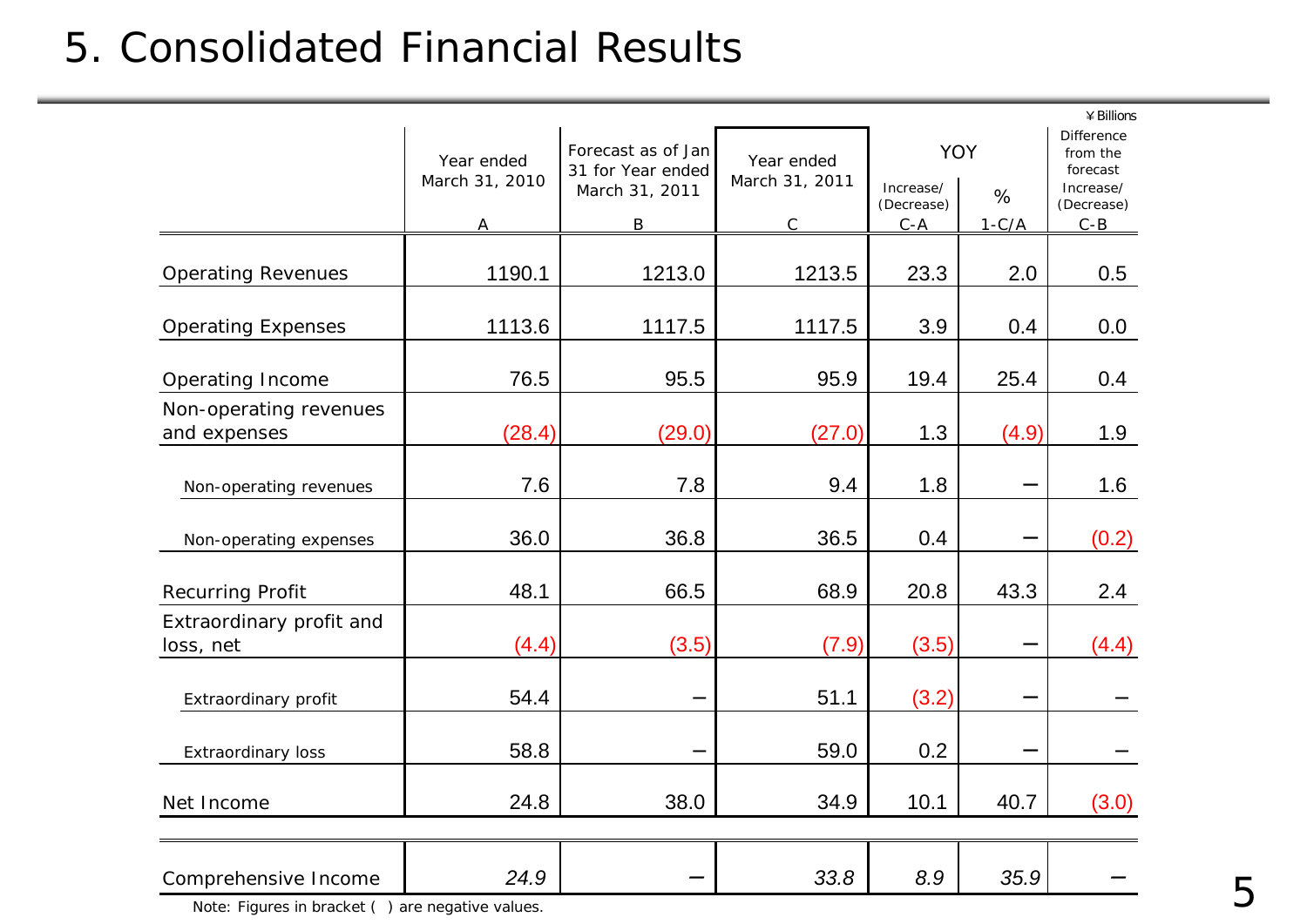# 5. Consolidated Financial Results

¥Billions

| | Year ended March 31, 2010 | Forecast as of Jan 31 for Year ended March 31, 2011 | Year ended March 31, 2011 | YOY | | Difference from the forecast |
|---|---|---|---|---|---|---|
| | | | | Increase/ (Decrease) | % | Increase/ (Decrease) |
| | A | B | C | C-A | 1-C/A | C-B |
| Operating Revenues | 1190.1 | 1213.0 | 1213.5 | 23.3 | 2.0 | 0.5 |
| Operating Expenses | 1113.6 | 1117.5 | 1117.5 | 3.9 | 0.4 | 0.0 |
| Operating Income | 76.5 | 95.5 | 95.9 | 19.4 | 25.4 | 0.4 |
| Non-operating revenues and expenses | (28.4) | (29.0) | (27.0) | 1.3 | (4.9) | 1.9 |
| Non-operating revenues | 7.6 | 7.8 | 9.4 | 1.8 | − | 1.6 |
| Non-operating expenses | 36.0 | 36.8 | 36.5 | 0.4 | − | (0.2) |
| Recurring Profit | 48.1 | 66.5 | 68.9 | 20.8 | 43.3 | 2.4 |
| Extraordinary profit and loss, net | (4.4) | (3.5) | (7.9) | (3.5) | − | (4.4) |
| Extraordinary profit | 54.4 | − | 51.1 | (3.2) | − | − |
| Extraordinary loss | 58.8 | − | 59.0 | 0.2 | − | − |
| Net Income | 24.8 | 38.0 | 34.9 | 10.1 | 40.7 | (3.0) |
| Comprehensive Income | *24.9* | − | *33.8* | *8.9* | *35.9* | − |

Note: Figures in bracket ( ) are negative values.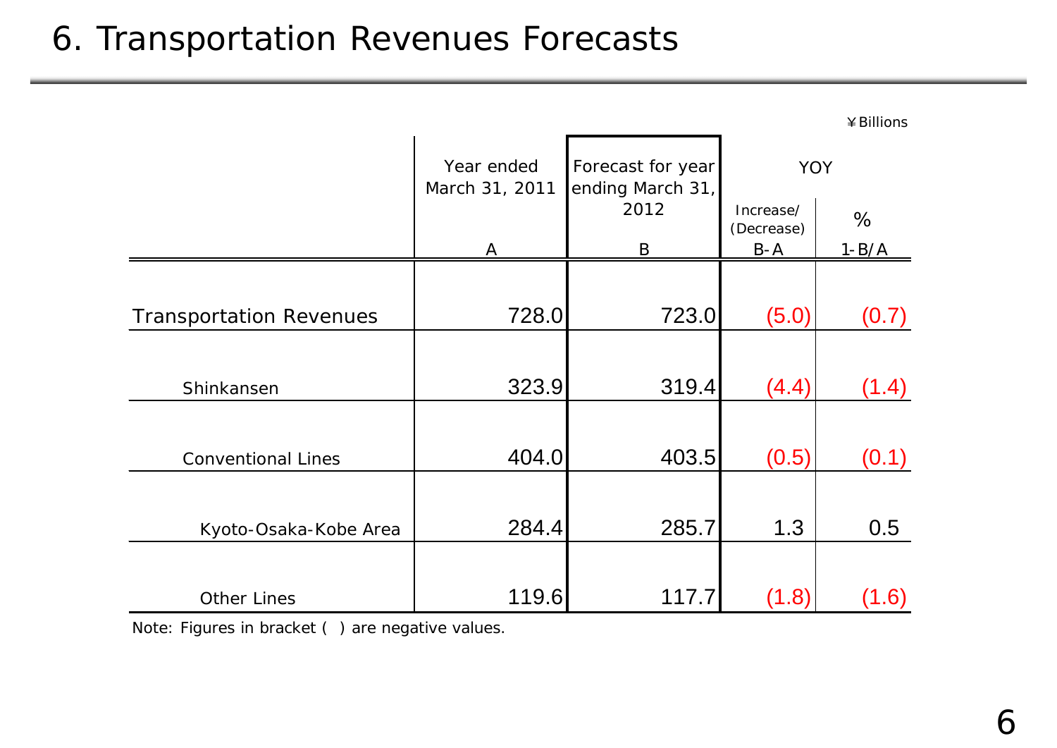# 6. Transportation Revenues Forecasts

¥Billions

| | Year ended March 31, 2011 | Forecast for year ending March 31, 2012 | YOY | |
|---|---|---|---|---|
| | | | Increase/ (Decrease) | % |
| | A | B | B-A | 1-B/A |
| Transportation Revenues | 728.0 | 723.0 | (5.0) | (0.7) |
| Shinkansen | 323.9 | 319.4 | (4.4) | (1.4) |
| Conventional Lines | 404.0 | 403.5 | (0.5) | (0.1) |
| Kyoto-Osaka-Kobe Area | 284.4 | 285.7 | 1.3 | 0.5 |
| Other Lines | 119.6 | 117.7 | (1.8) | (1.6) |

Note: Figures in bracket ( ) are negative values.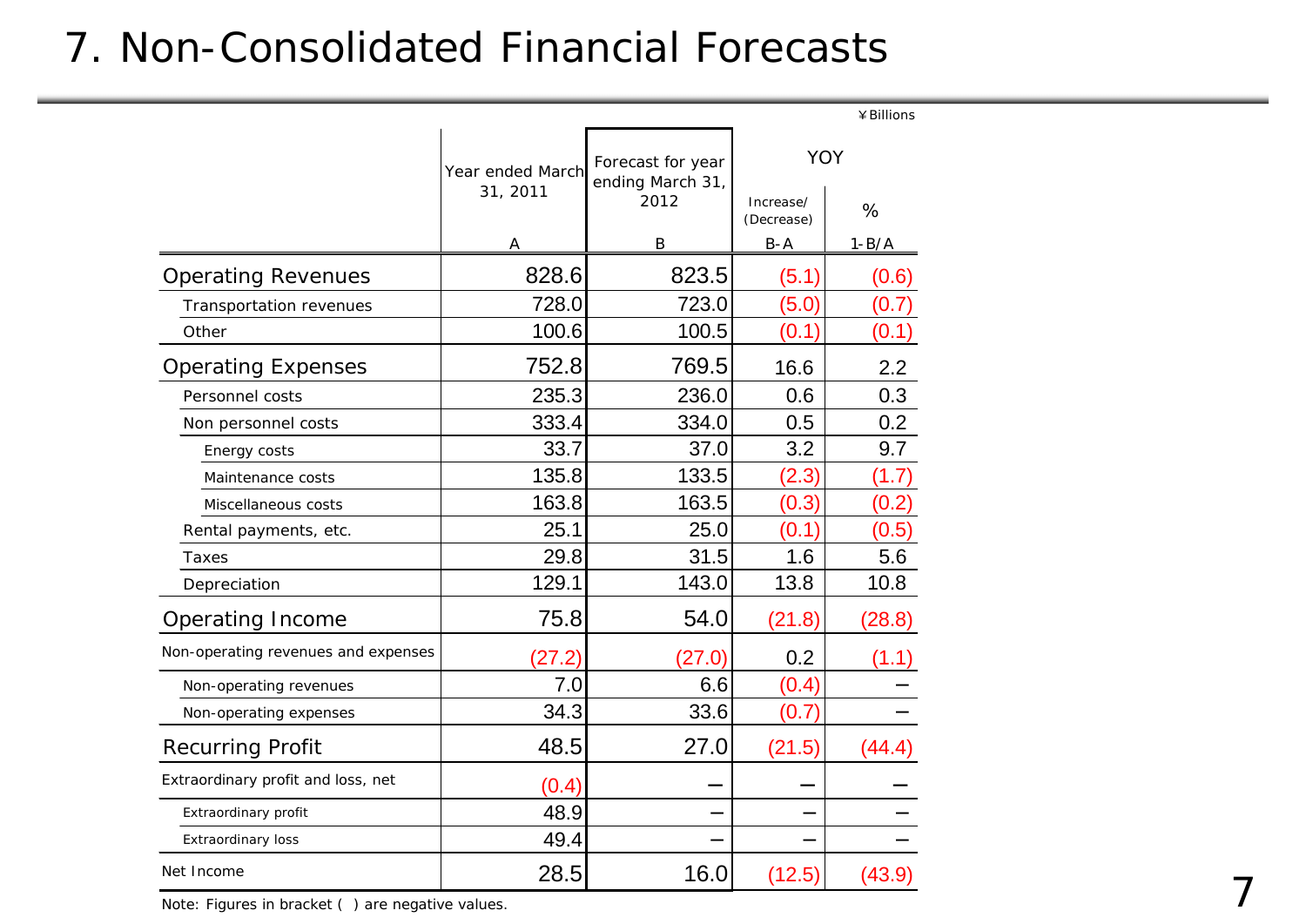# 7. Non-Consolidated Financial Forecasts

¥Billions

| | Year ended March 31, 2011 | Forecast for year ending March 31, 2012 | YOY | |
|---|---|---|---|---|
| | | | Increase/ (Decrease) | % |
| | A | B | B-A | 1-B/A |
| Operating Revenues | 828.6 | 823.5 | (5.1) | (0.6) |
| Transportation revenues | 728.0 | 723.0 | (5.0) | (0.7) |
| Other | 100.6 | 100.5 | (0.1) | (0.1) |
| Operating Expenses | 752.8 | 769.5 | 16.6 | 2.2 |
| Personnel costs | 235.3 | 236.0 | 0.6 | 0.3 |
| Non personnel costs | 333.4 | 334.0 | 0.5 | 0.2 |
| Energy costs | 33.7 | 37.0 | 3.2 | 9.7 |
| Maintenance costs | 135.8 | 133.5 | (2.3) | (1.7) |
| Miscellaneous costs | 163.8 | 163.5 | (0.3) | (0.2) |
| Rental payments, etc. | 25.1 | 25.0 | (0.1) | (0.5) |
| Taxes | 29.8 | 31.5 | 1.6 | 5.6 |
| Depreciation | 129.1 | 143.0 | 13.8 | 10.8 |
| Operating Income | 75.8 | 54.0 | (21.8) | (28.8) |
| Non-operating revenues and expenses | (27.2) | (27.0) | 0.2 | (1.1) |
| Non-operating revenues | 7.0 | 6.6 | (0.4) | – |
| Non-operating expenses | 34.3 | 33.6 | (0.7) | – |
| Recurring Profit | 48.5 | 27.0 | (21.5) | (44.4) |
| Extraordinary profit and loss, net | (0.4) | – | – | – |
| Extraordinary profit | 48.9 | – | – | – |
| Extraordinary loss | 49.4 | – | – | – |
| Net Income | 28.5 | 16.0 | (12.5) | (43.9) |

Note: Figures in bracket ( ) are negative values.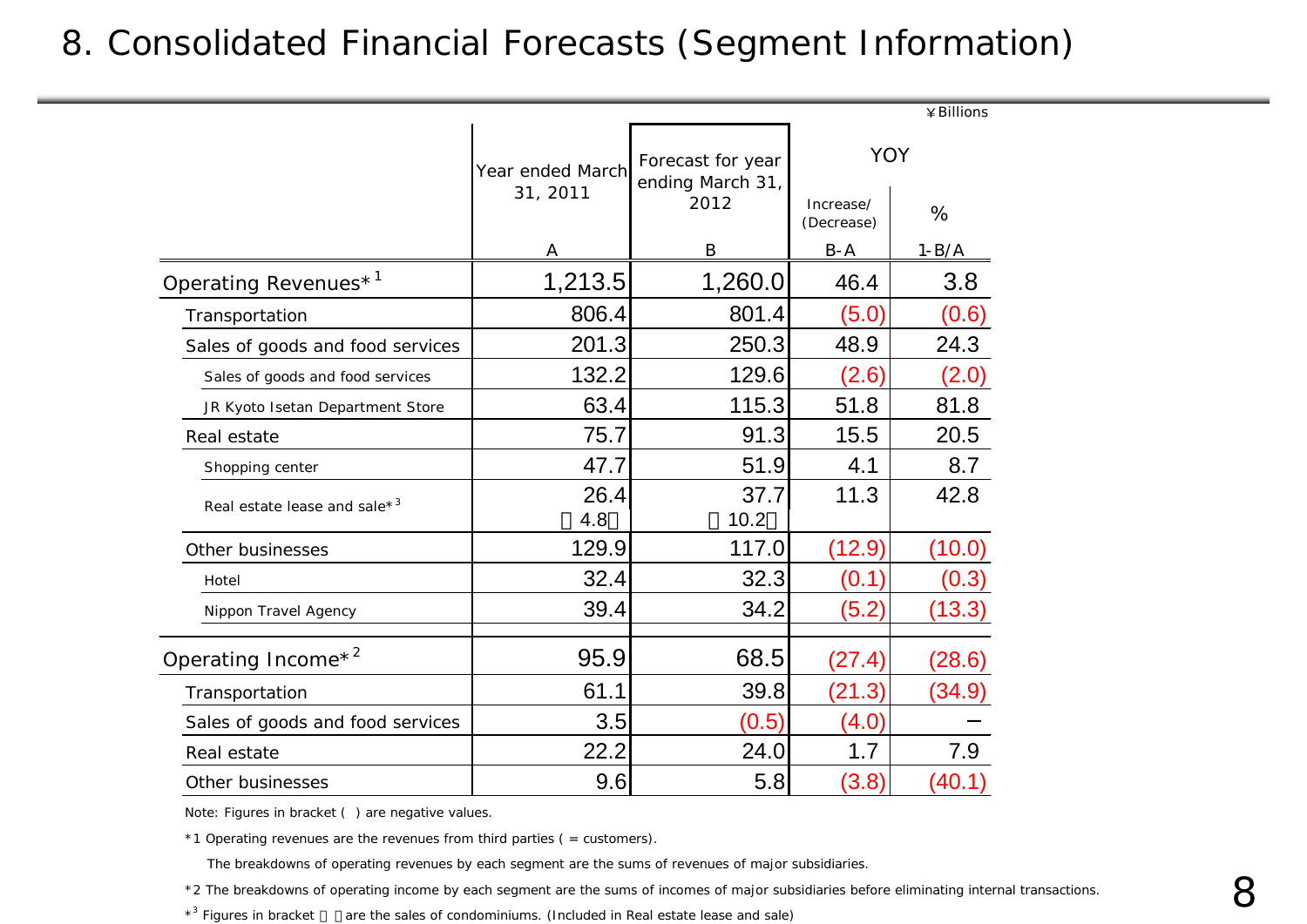# 8. Consolidated Financial Forecasts (Segment Information)

¥Billions

| | Year ended March 31, 2011 | Forecast for year ending March 31, 2012 | YOY | |
|---|---|---|---|---|
| | | | Increase/ (Decrease) | % |
| | A | B | B-A | 1-B/A |
| Operating Revenues*[1] | 1,213.5 | 1,260.0 | 46.4 | 3.8 |
| Transportation | 806.4 | 801.4 | (5.0) | (0.6) |
| Sales of goods and food services | 201.3 | 250.3 | 48.9 | 24.3 |
| Sales of goods and food services | 132.2 | 129.6 | (2.6) | (2.0) |
| JR Kyoto Isetan Department Store | 63.4 | 115.3 | 51.8 | 81.8 |
| Real estate | 75.7 | 91.3 | 15.5 | 20.5 |
| Shopping center | 47.7 | 51.9 | 4.1 | 8.7 |
| Real estate lease and sale*[3] | 26.4 〔4.8〕 | 37.7 〔10.2〕 | 11.3 | 42.8 |
| Other businesses | 129.9 | 117.0 | (12.9) | (10.0) |
| Hotel | 32.4 | 32.3 | (0.1) | (0.3) |
| Nippon Travel Agency | 39.4 | 34.2 | (5.2) | (13.3) |
| Operating Income*[2] | 95.9 | 68.5 | (27.4) | (28.6) |
| Transportation | 61.1 | 39.8 | (21.3) | (34.9) |
| Sales of goods and food services | 3.5 | (0.5) | (4.0) | − |
| Real estate | 22.2 | 24.0 | 1.7 | 7.9 |
| Other businesses | 9.6 | 5.8 | (3.8) | (40.1) |

Note: Figures in bracket ( ) are negative values.

*1 Operating revenues are the revenues from third parties ( = customers).

The breakdowns of operating revenues by each segment are the sums of revenues of major subsidiaries.

*2 The breakdowns of operating income by each segment are the sums of incomes of major subsidiaries before eliminating internal transactions.

*3 Figures in bracket 〔 〕 are the sales of condominiums. (Included in Real estate lease and sale)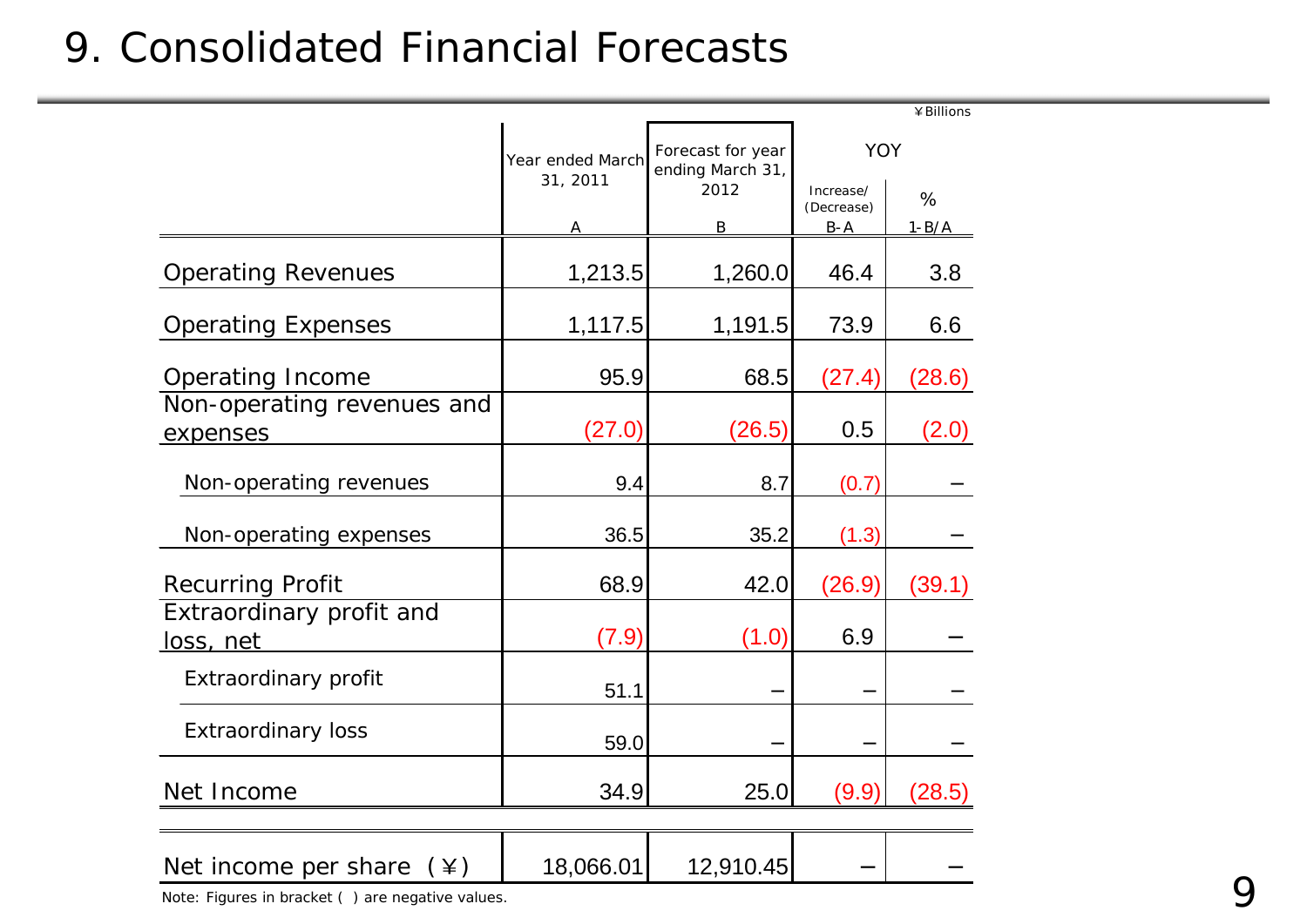# 9. Consolidated Financial Forecasts

¥Billions

| | Year ended March 31, 2011 | Forecast for year ending March 31, 2012 | YOY | |
|---|---|---|---|---|
| | | | Increase/ (Decrease) | % |
| | A | B | B-A | 1-B/A |
| Operating Revenues | 1,213.5 | 1,260.0 | 46.4 | 3.8 |
| Operating Expenses | 1,117.5 | 1,191.5 | 73.9 | 6.6 |
| Operating Income | 95.9 | 68.5 | (27.4) | (28.6) |
| Non-operating revenues and expenses | (27.0) | (26.5) | 0.5 | (2.0) |
| Non-operating revenues | 9.4 | 8.7 | (0.7) | – |
| Non-operating expenses | 36.5 | 35.2 | (1.3) | – |
| Recurring Profit | 68.9 | 42.0 | (26.9) | (39.1) |
| Extraordinary profit and loss, net | (7.9) | (1.0) | 6.9 | – |
| Extraordinary profit | 51.1 | – | – | – |
| Extraordinary loss | 59.0 | – | – | – |
| Net Income | 34.9 | 25.0 | (9.9) | (28.5) |
| Net income per share (¥) | 18,066.01 | 12,910.45 | – | – |

Note: Figures in bracket ( ) are negative values.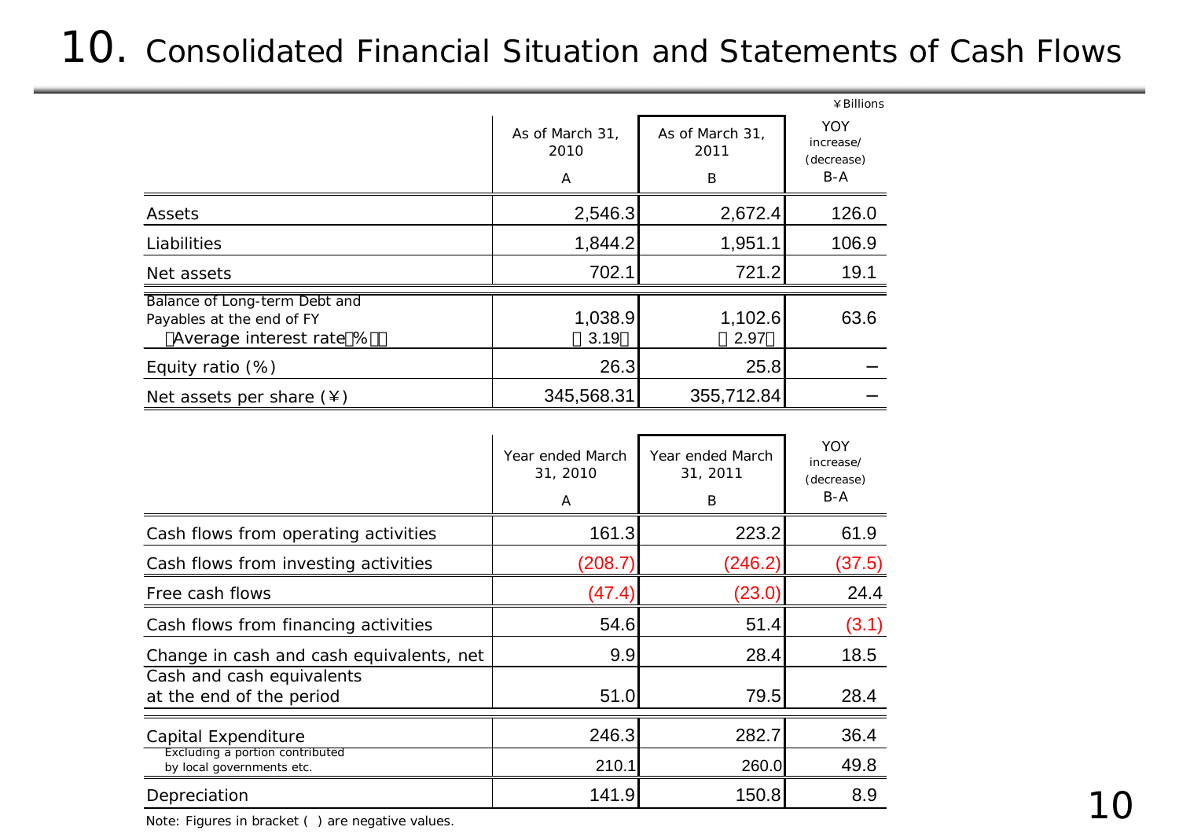# 10. Consolidated Financial Situation and Statements of Cash Flows

¥Billions

| | As of March 31, 2010<br>A | As of March 31, 2011<br>B | YOY increase/ (decrease)<br>B-A |
|---|---|---|---|
| Assets | 2,546.3 | 2,672.4 | 126.0 |
| Liabilities | 1,844.2 | 1,951.1 | 106.9 |
| Net assets | 702.1 | 721.2 | 19.1 |
| Balance of Long-term Debt and Payables at the end of FY<br>(Average interest rate(%)) | 1,038.9<br>(3.19) | 1,102.6<br>(2.97) | 63.6 |
| Equity ratio (%) | 26.3 | 25.8 | – |
| Net assets per share (¥) | 345,568.31 | 355,712.84 | – |

| | Year ended March 31, 2010<br>A | Year ended March 31, 2011<br>B | YOY increase/ (decrease)<br>B-A |
|---|---|---|---|
| Cash flows from operating activities | 161.3 | 223.2 | 61.9 |
| Cash flows from investing activities | (208.7) | (246.2) | (37.5) |
| Free cash flows | (47.4) | (23.0) | 24.4 |
| Cash flows from financing activities | 54.6 | 51.4 | (3.1) |
| Change in cash and cash equivalents, net | 9.9 | 28.4 | 18.5 |
| Cash and cash equivalents at the end of the period | 51.0 | 79.5 | 28.4 |
| Capital Expenditure | 246.3 | 282.7 | 36.4 |
| Excluding a portion contributed by local governments etc. | 210.1 | 260.0 | 49.8 |
| Depreciation | 141.9 | 150.8 | 8.9 |

Note: Figures in bracket ( ) are negative values.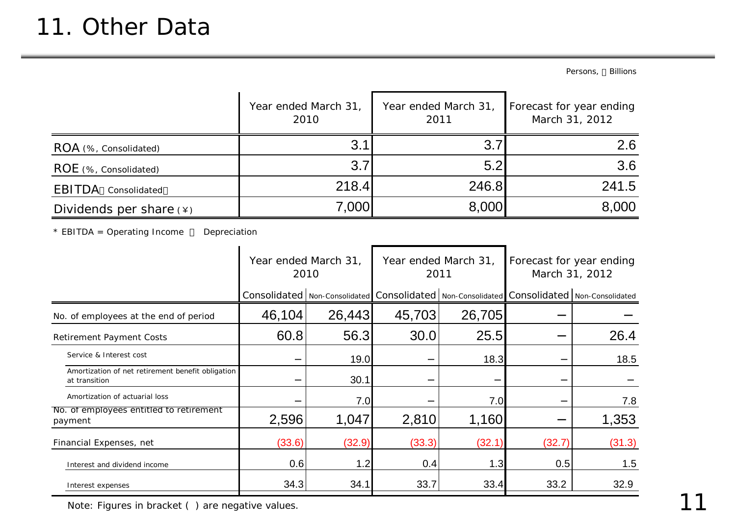# 11. Other Data

Persons, ¥ Billions

| | Year ended March 31, 2010 | Year ended March 31, 2011 | Forecast for year ending March 31, 2012 |
|---|---|---|---|
| ROA (%, Consolidated) | 3.1 | 3.7 | 2.6 |
| ROE (%, Consolidated) | 3.7 | 5.2 | 3.6 |
| EBITDA（Consolidated） | 218.4 | 246.8 | 241.5 |
| Dividends per share (¥) | 7,000 | 8,000 | 8,000 |

* EBITDA = Operating Income ＋ Depreciation

| | Year ended March 31, 2010 | | Year ended March 31, 2011 | | Forecast for year ending March 31, 2012 | |
|---|---|---|---|---|---|---|
| | Consolidated | Non-Consolidated | Consolidated | Non-Consolidated | Consolidated | Non-Consolidated |
| No. of employees at the end of period | 46,104 | 26,443 | 45,703 | 26,705 | − | − |
| Retirement Payment Costs | 60.8 | 56.3 | 30.0 | 25.5 | − | 26.4 |
| Service & Interest cost | − | 19.0 | − | 18.3 | − | 18.5 |
| Amortization of net retirement benefit obligation at transition | − | 30.1 | − | − | − | − |
| Amortization of actuarial loss | − | 7.0 | − | 7.0 | − | 7.8 |
| No. of employees entitled to retirement payment | 2,596 | 1,047 | 2,810 | 1,160 | − | 1,353 |
| Financial Expenses, net | (33.6) | (32.9) | (33.3) | (32.1) | (32.7) | (31.3) |
| Interest and dividend income | 0.6 | 1.2 | 0.4 | 1.3 | 0.5 | 1.5 |
| Interest expenses | 34.3 | 34.1 | 33.7 | 33.4 | 33.2 | 32.9 |

Note: Figures in bracket ( ) are negative values.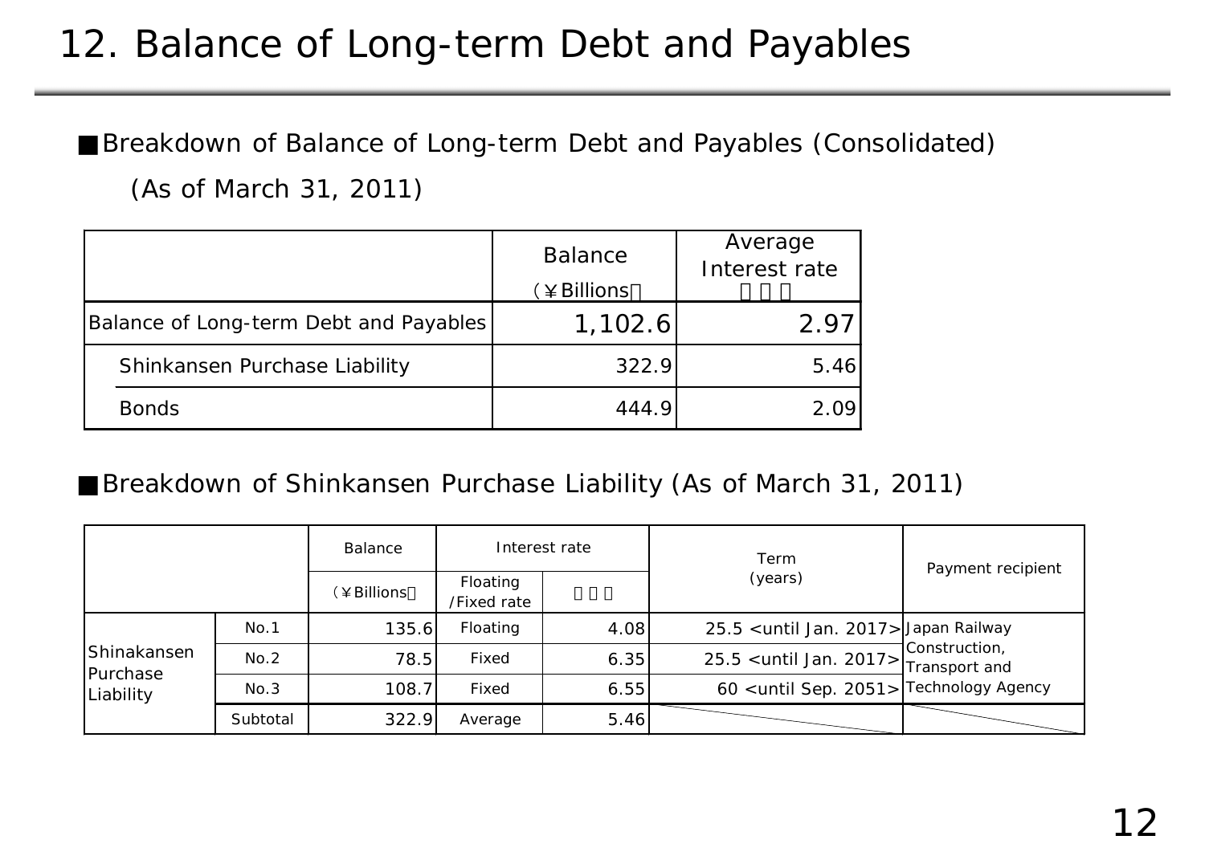# 12. Balance of Long-term Debt and Payables

■Breakdown of Balance of Long-term Debt and Payables (Consolidated)

(As of March 31, 2011)

| | Balance (¥Billions) | Average Interest rate |
|---|---|---|
| Balance of Long-term Debt and Payables | 1,102.6 | 2.97 |
| Shinkansen Purchase Liability | 322.9 | 5.46 |
| Bonds | 444.9 | 2.09 |

■Breakdown of Shinkansen Purchase Liability (As of March 31, 2011)

| | | Balance | Interest rate | | Term (years) | Payment recipient |
|---|---|---|---|---|---|---|
| | | (¥Billions) | Floating /Fixed rate | | | |
| Shinakansen Purchase Liability | No.1 | 135.6 | Floating | 4.08 | 25.5 <until Jan. 2017> | Japan Railway Construction, Transport and Technology Agency |
| | No.2 | 78.5 | Fixed | 6.35 | 25.5 <until Jan. 2017> | |
| | No.3 | 108.7 | Fixed | 6.55 | 60 <until Sep. 2051> | |
| | Subtotal | 322.9 | Average | 5.46 | | |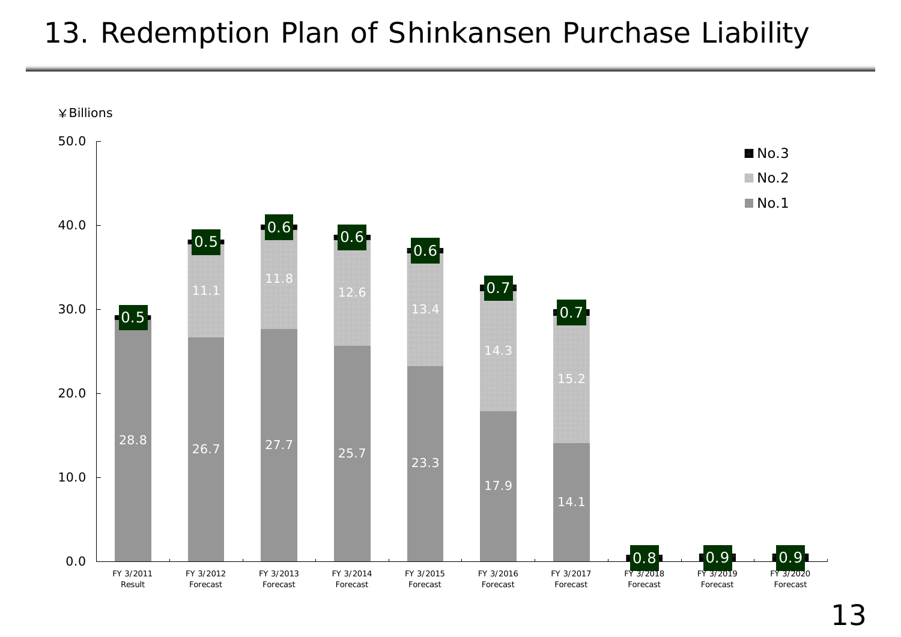# 13. Redemption Plan of Shinkansen Purchase Liability

¥Billions

| | FY 3/2011 Result | FY 3/2012 Forecast | FY 3/2013 Forecast | FY 3/2014 Forecast | FY 3/2015 Forecast | FY 3/2016 Forecast | FY 3/2017 Forecast | FY 3/2018 Forecast | FY 3/2019 Forecast | FY 3/2020 Forecast |
|---|---|---|---|---|---|---|---|---|---|---|
| No.3 | 0.5 | 0.5 | 0.6 | 0.6 | 0.6 | 0.7 | 0.7 | 0.8 | 0.9 | 0.9 |
| No.2 | | 11.1 | 11.8 | 12.6 | 13.4 | 14.3 | 15.2 | | | |
| No.1 | 28.8 | 26.7 | 27.7 | 25.7 | 23.3 | 17.9 | 14.1 | | | |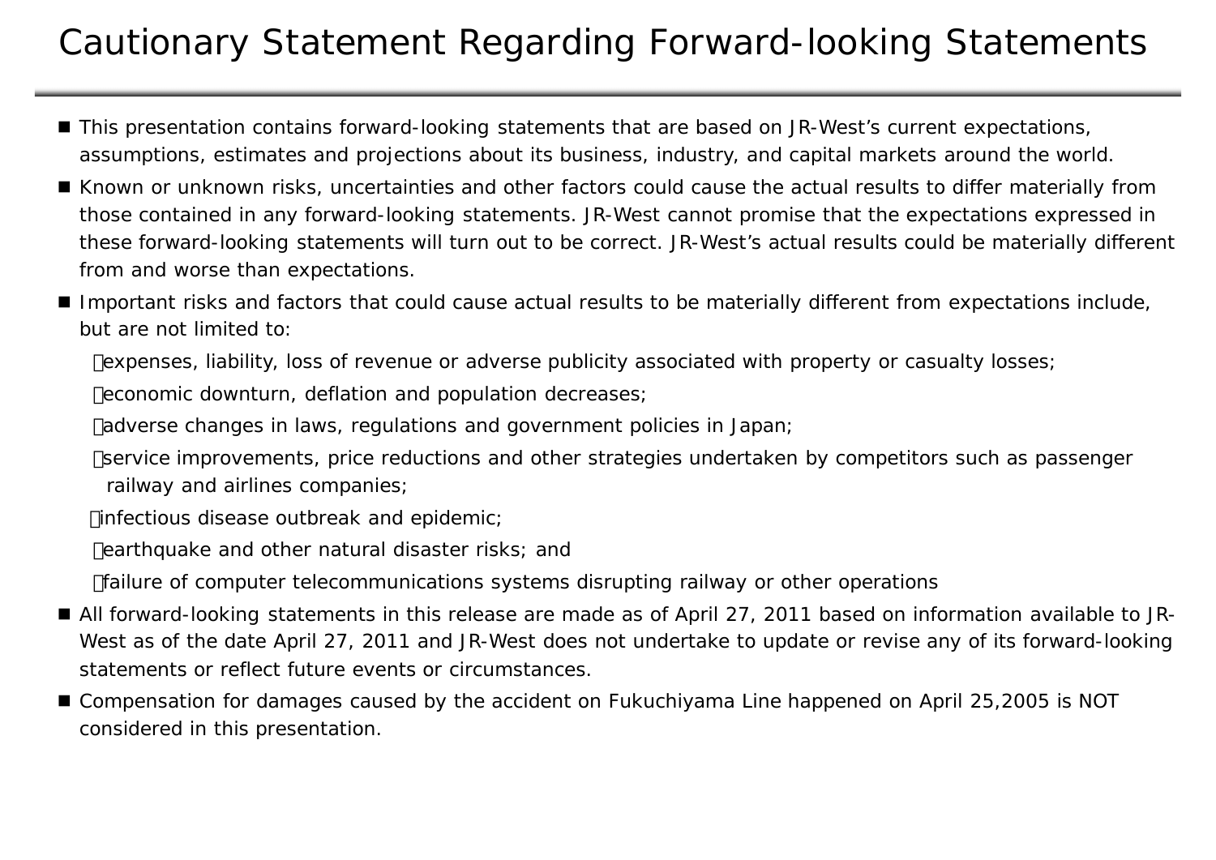# Cautionary Statement Regarding Forward-looking Statements

- This presentation contains forward-looking statements that are based on JR-West's current expectations, assumptions, estimates and projections about its business, industry, and capital markets around the world.
- Known or unknown risks, uncertainties and other factors could cause the actual results to differ materially from those contained in any forward-looking statements. JR-West cannot promise that the expectations expressed in these forward-looking statements will turn out to be correct. JR-West's actual results could be materially different from and worse than expectations.
- Important risks and factors that could cause actual results to be materially different from expectations include, but are not limited to:
  - expenses, liability, loss of revenue or adverse publicity associated with property or casualty losses;
  - economic downturn, deflation and population decreases;
  - adverse changes in laws, regulations and government policies in Japan;
  - service improvements, price reductions and other strategies undertaken by competitors such as passenger railway and airlines companies;
  - infectious disease outbreak and epidemic;
  - earthquake and other natural disaster risks; and
  - failure of computer telecommunications systems disrupting railway or other operations
- All forward-looking statements in this release are made as of April 27, 2011 based on information available to JR-West as of the date April 27, 2011 and JR-West does not undertake to update or revise any of its forward-looking statements or reflect future events or circumstances.
- Compensation for damages caused by the accident on Fukuchiyama Line happened on April 25,2005 is NOT considered in this presentation.